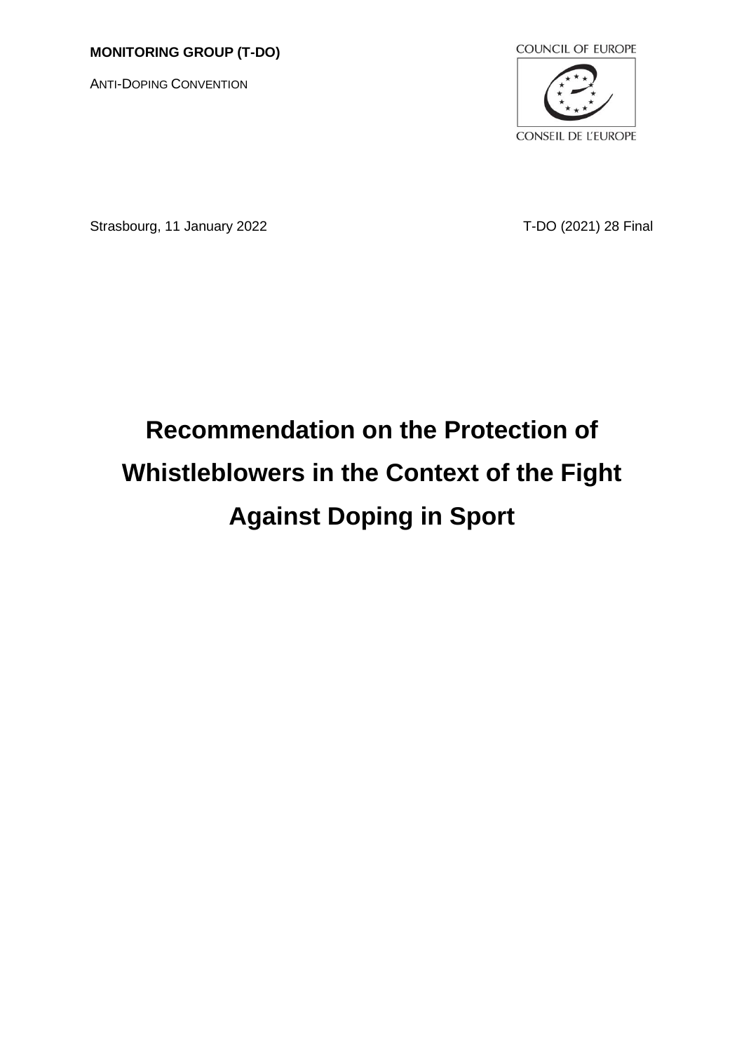**MONITORING GROUP (T-DO)**

ANTI-DOPING CONVENTION

COUNCIL OF EUROPE

CONSEIL DE L'EUROPE

Strasbourg, 11 January 2022

T-DO (2021) 28 Final

# Recommendation on the Protection of Whistleblowers in the Context of the Fight Against Doping in Sport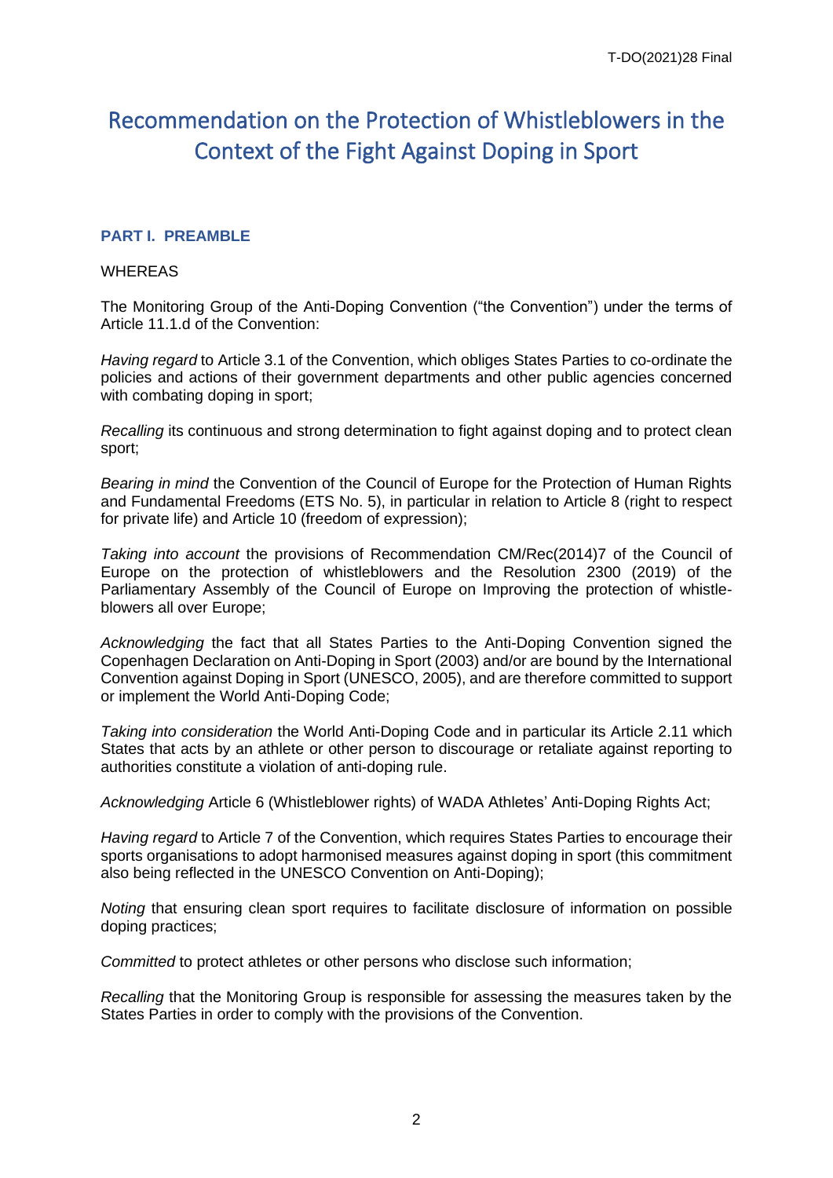# Recommendation on the Protection of Whistleblowers in the Context of the Fight Against Doping in Sport

## PART I. PREAMBLE

WHEREAS

The Monitoring Group of the Anti-Doping Convention ("the Convention") under the terms of Article 11.1.d of the Convention:

*Having regard* to Article 3.1 of the Convention, which obliges States Parties to co-ordinate the policies and actions of their government departments and other public agencies concerned with combating doping in sport;

*Recalling* its continuous and strong determination to fight against doping and to protect clean sport;

*Bearing in mind* the Convention of the Council of Europe for the Protection of Human Rights and Fundamental Freedoms (ETS No. 5), in particular in relation to Article 8 (right to respect for private life) and Article 10 (freedom of expression);

*Taking into account* the provisions of Recommendation CM/Rec(2014)7 of the Council of Europe on the protection of whistleblowers and the Resolution 2300 (2019) of the Parliamentary Assembly of the Council of Europe on Improving the protection of whistle-blowers all over Europe;

*Acknowledging* the fact that all States Parties to the Anti-Doping Convention signed the Copenhagen Declaration on Anti-Doping in Sport (2003) and/or are bound by the International Convention against Doping in Sport (UNESCO, 2005), and are therefore committed to support or implement the World Anti-Doping Code;

*Taking into consideration* the World Anti-Doping Code and in particular its Article 2.11 which States that acts by an athlete or other person to discourage or retaliate against reporting to authorities constitute a violation of anti-doping rule.

*Acknowledging* Article 6 (Whistleblower rights) of WADA Athletes' Anti-Doping Rights Act;

*Having regard* to Article 7 of the Convention, which requires States Parties to encourage their sports organisations to adopt harmonised measures against doping in sport (this commitment also being reflected in the UNESCO Convention on Anti-Doping);

*Noting* that ensuring clean sport requires to facilitate disclosure of information on possible doping practices;

*Committed* to protect athletes or other persons who disclose such information;

*Recalling* that the Monitoring Group is responsible for assessing the measures taken by the States Parties in order to comply with the provisions of the Convention.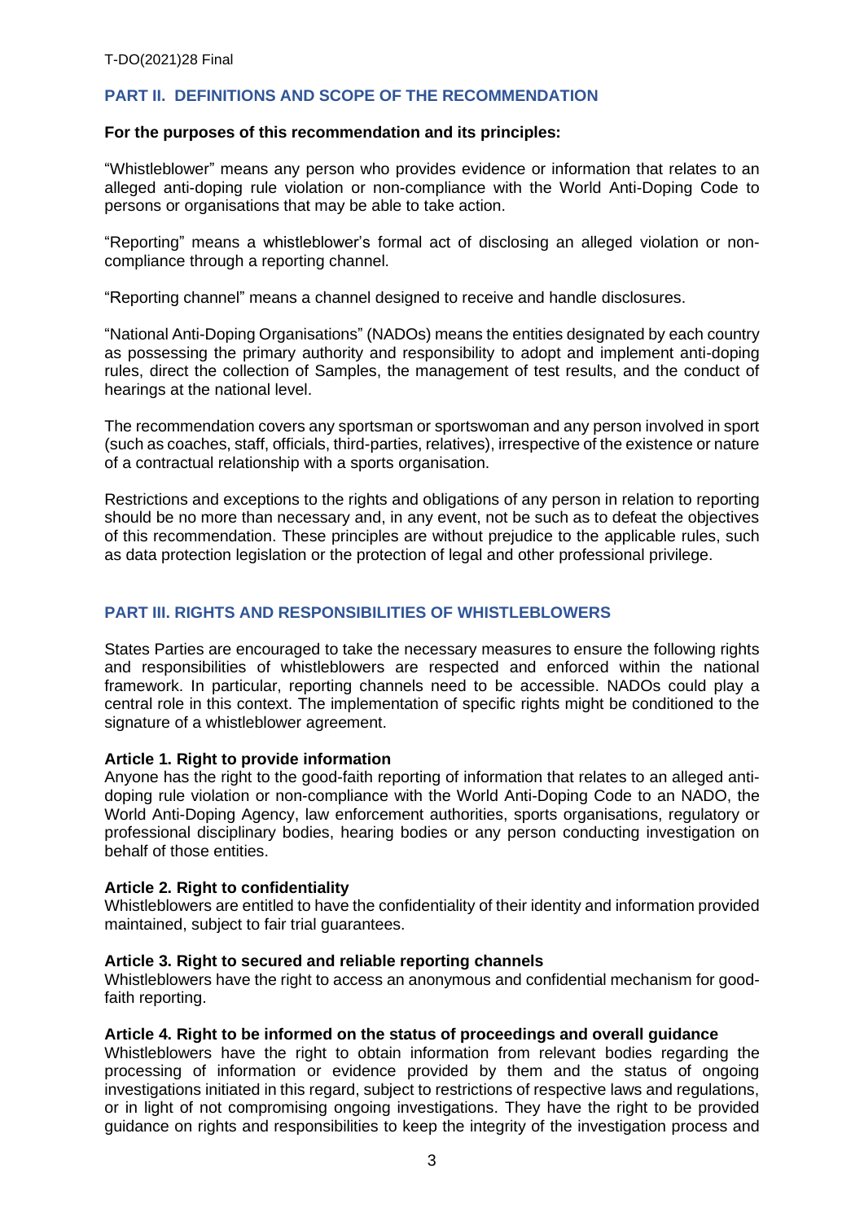## PART II. DEFINITIONS AND SCOPE OF THE RECOMMENDATION

**For the purposes of this recommendation and its principles:**

"Whistleblower" means any person who provides evidence or information that relates to an alleged anti-doping rule violation or non-compliance with the World Anti-Doping Code to persons or organisations that may be able to take action.

"Reporting" means a whistleblower's formal act of disclosing an alleged violation or non-compliance through a reporting channel.

"Reporting channel" means a channel designed to receive and handle disclosures.

"National Anti-Doping Organisations" (NADOs) means the entities designated by each country as possessing the primary authority and responsibility to adopt and implement anti-doping rules, direct the collection of Samples, the management of test results, and the conduct of hearings at the national level.

The recommendation covers any sportsman or sportswoman and any person involved in sport (such as coaches, staff, officials, third-parties, relatives), irrespective of the existence or nature of a contractual relationship with a sports organisation.

Restrictions and exceptions to the rights and obligations of any person in relation to reporting should be no more than necessary and, in any event, not be such as to defeat the objectives of this recommendation. These principles are without prejudice to the applicable rules, such as data protection legislation or the protection of legal and other professional privilege.

## PART III. RIGHTS AND RESPONSIBILITIES OF WHISTLEBLOWERS

States Parties are encouraged to take the necessary measures to ensure the following rights and responsibilities of whistleblowers are respected and enforced within the national framework. In particular, reporting channels need to be accessible. NADOs could play a central role in this context. The implementation of specific rights might be conditioned to the signature of a whistleblower agreement.

**Article 1. Right to provide information**
Anyone has the right to the good-faith reporting of information that relates to an alleged anti-doping rule violation or non-compliance with the World Anti-Doping Code to an NADO, the World Anti-Doping Agency, law enforcement authorities, sports organisations, regulatory or professional disciplinary bodies, hearing bodies or any person conducting investigation on behalf of those entities.

**Article 2. Right to confidentiality**
Whistleblowers are entitled to have the confidentiality of their identity and information provided maintained, subject to fair trial guarantees.

**Article 3. Right to secured and reliable reporting channels**
Whistleblowers have the right to access an anonymous and confidential mechanism for good-faith reporting.

**Article 4. Right to be informed on the status of proceedings and overall guidance**
Whistleblowers have the right to obtain information from relevant bodies regarding the processing of information or evidence provided by them and the status of ongoing investigations initiated in this regard, subject to restrictions of respective laws and regulations, or in light of not compromising ongoing investigations. They have the right to be provided guidance on rights and responsibilities to keep the integrity of the investigation process and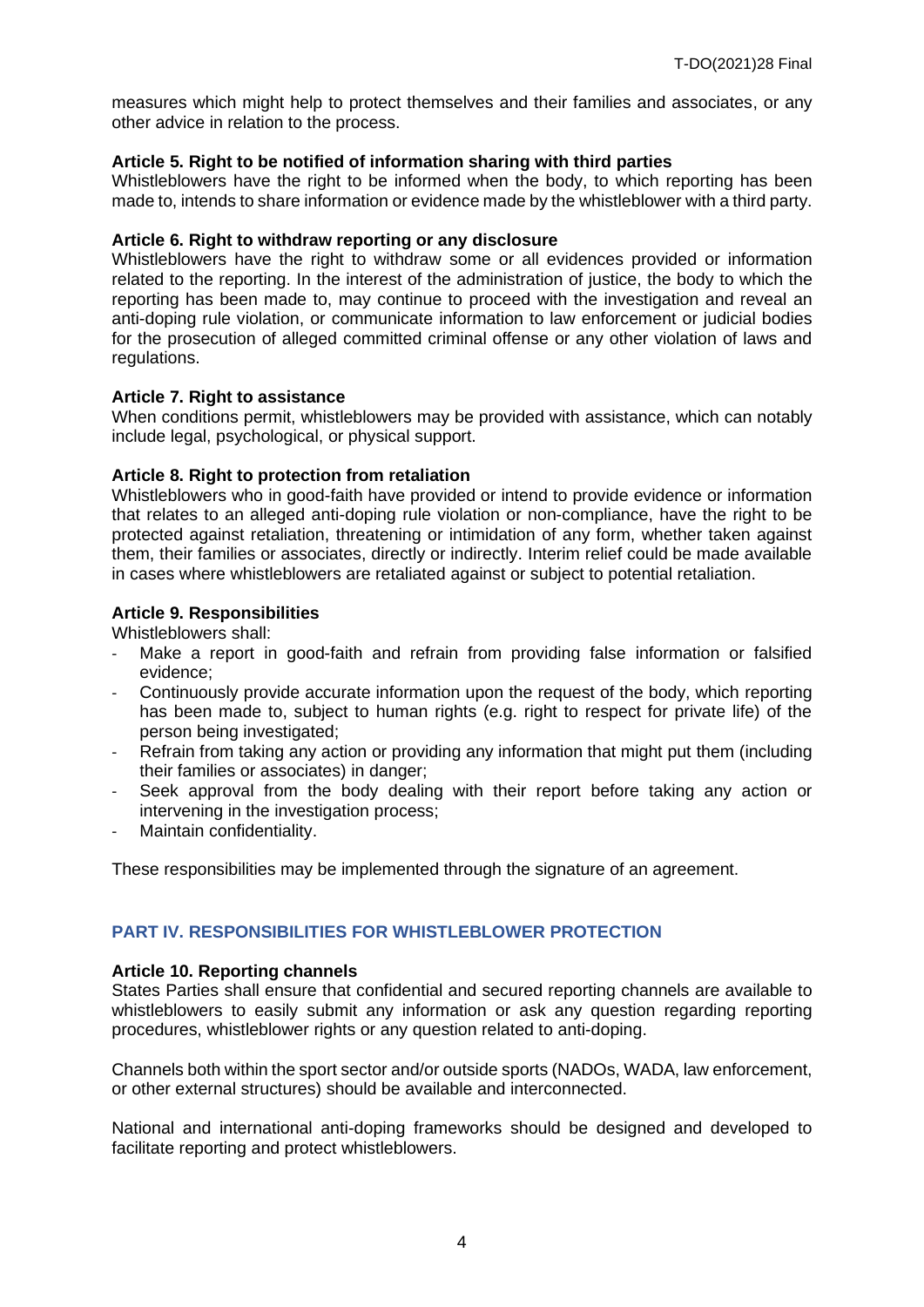measures which might help to protect themselves and their families and associates, or any other advice in relation to the process.

**Article 5. Right to be notified of information sharing with third parties**

Whistleblowers have the right to be informed when the body, to which reporting has been made to, intends to share information or evidence made by the whistleblower with a third party.

**Article 6. Right to withdraw reporting or any disclosure**

Whistleblowers have the right to withdraw some or all evidences provided or information related to the reporting. In the interest of the administration of justice, the body to which the reporting has been made to, may continue to proceed with the investigation and reveal an anti-doping rule violation, or communicate information to law enforcement or judicial bodies for the prosecution of alleged committed criminal offense or any other violation of laws and regulations.

**Article 7. Right to assistance**

When conditions permit, whistleblowers may be provided with assistance, which can notably include legal, psychological, or physical support.

**Article 8. Right to protection from retaliation**

Whistleblowers who in good-faith have provided or intend to provide evidence or information that relates to an alleged anti-doping rule violation or non-compliance, have the right to be protected against retaliation, threatening or intimidation of any form, whether taken against them, their families or associates, directly or indirectly. Interim relief could be made available in cases where whistleblowers are retaliated against or subject to potential retaliation.

**Article 9. Responsibilities**

Whistleblowers shall:

- Make a report in good-faith and refrain from providing false information or falsified evidence;
- Continuously provide accurate information upon the request of the body, which reporting has been made to, subject to human rights (e.g. right to respect for private life) of the person being investigated;
- Refrain from taking any action or providing any information that might put them (including their families or associates) in danger;
- Seek approval from the body dealing with their report before taking any action or intervening in the investigation process;
- Maintain confidentiality.

These responsibilities may be implemented through the signature of an agreement.

## PART IV. RESPONSIBILITIES FOR WHISTLEBLOWER PROTECTION

**Article 10. Reporting channels**

States Parties shall ensure that confidential and secured reporting channels are available to whistleblowers to easily submit any information or ask any question regarding reporting procedures, whistleblower rights or any question related to anti-doping.

Channels both within the sport sector and/or outside sports (NADOs, WADA, law enforcement, or other external structures) should be available and interconnected.

National and international anti-doping frameworks should be designed and developed to facilitate reporting and protect whistleblowers.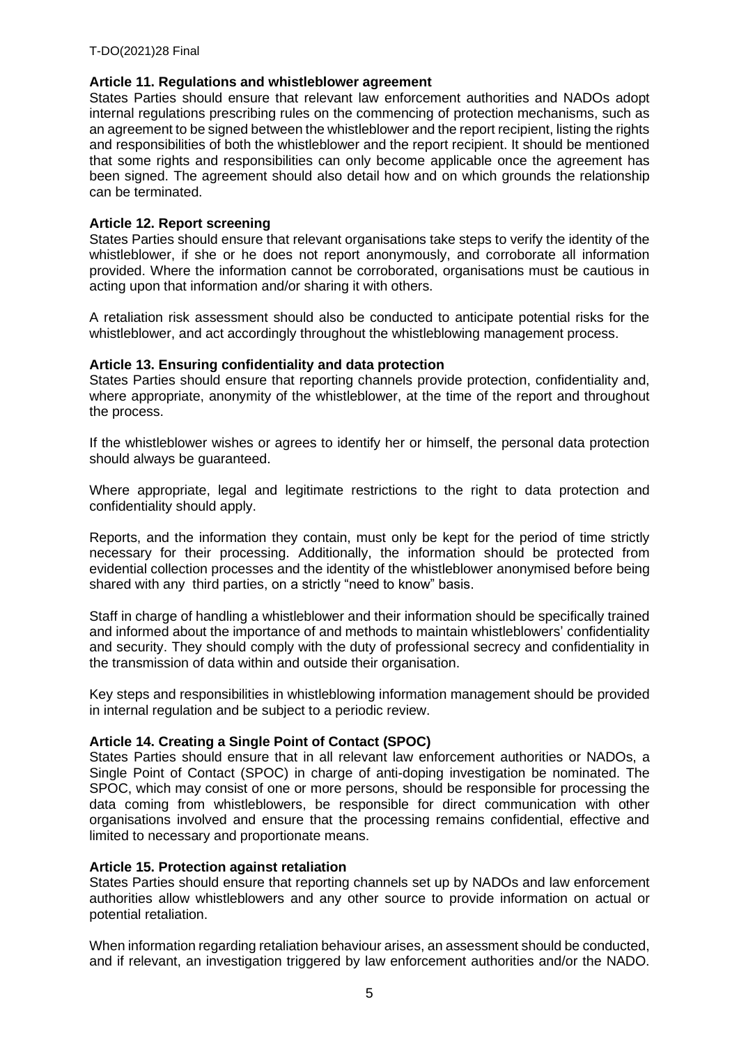### Article 11. Regulations and whistleblower agreement

States Parties should ensure that relevant law enforcement authorities and NADOs adopt internal regulations prescribing rules on the commencing of protection mechanisms, such as an agreement to be signed between the whistleblower and the report recipient, listing the rights and responsibilities of both the whistleblower and the report recipient. It should be mentioned that some rights and responsibilities can only become applicable once the agreement has been signed. The agreement should also detail how and on which grounds the relationship can be terminated.

### Article 12. Report screening

States Parties should ensure that relevant organisations take steps to verify the identity of the whistleblower, if she or he does not report anonymously, and corroborate all information provided. Where the information cannot be corroborated, organisations must be cautious in acting upon that information and/or sharing it with others.

A retaliation risk assessment should also be conducted to anticipate potential risks for the whistleblower, and act accordingly throughout the whistleblowing management process.

### Article 13. Ensuring confidentiality and data protection

States Parties should ensure that reporting channels provide protection, confidentiality and, where appropriate, anonymity of the whistleblower, at the time of the report and throughout the process.

If the whistleblower wishes or agrees to identify her or himself, the personal data protection should always be guaranteed.

Where appropriate, legal and legitimate restrictions to the right to data protection and confidentiality should apply.

Reports, and the information they contain, must only be kept for the period of time strictly necessary for their processing. Additionally, the information should be protected from evidential collection processes and the identity of the whistleblower anonymised before being shared with any third parties, on a strictly "need to know" basis.

Staff in charge of handling a whistleblower and their information should be specifically trained and informed about the importance of and methods to maintain whistleblowers' confidentiality and security. They should comply with the duty of professional secrecy and confidentiality in the transmission of data within and outside their organisation.

Key steps and responsibilities in whistleblowing information management should be provided in internal regulation and be subject to a periodic review.

### Article 14. Creating a Single Point of Contact (SPOC)

States Parties should ensure that in all relevant law enforcement authorities or NADOs, a Single Point of Contact (SPOC) in charge of anti-doping investigation be nominated. The SPOC, which may consist of one or more persons, should be responsible for processing the data coming from whistleblowers, be responsible for direct communication with other organisations involved and ensure that the processing remains confidential, effective and limited to necessary and proportionate means.

### Article 15. Protection against retaliation

States Parties should ensure that reporting channels set up by NADOs and law enforcement authorities allow whistleblowers and any other source to provide information on actual or potential retaliation.

When information regarding retaliation behaviour arises, an assessment should be conducted, and if relevant, an investigation triggered by law enforcement authorities and/or the NADO.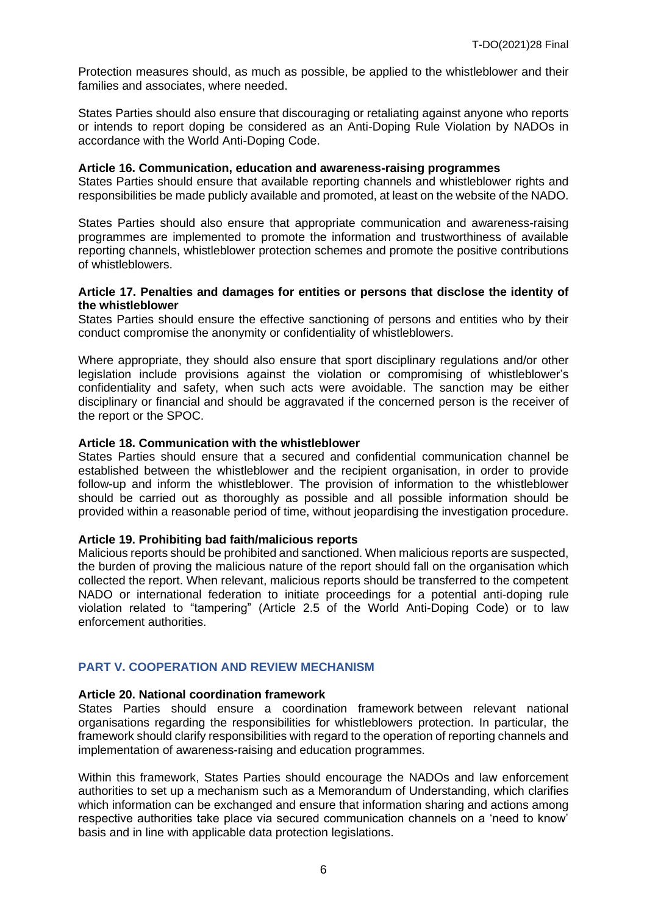Protection measures should, as much as possible, be applied to the whistleblower and their families and associates, where needed.

States Parties should also ensure that discouraging or retaliating against anyone who reports or intends to report doping be considered as an Anti-Doping Rule Violation by NADOs in accordance with the World Anti-Doping Code.

**Article 16. Communication, education and awareness-raising programmes**

States Parties should ensure that available reporting channels and whistleblower rights and responsibilities be made publicly available and promoted, at least on the website of the NADO.

States Parties should also ensure that appropriate communication and awareness-raising programmes are implemented to promote the information and trustworthiness of available reporting channels, whistleblower protection schemes and promote the positive contributions of whistleblowers.

**Article 17. Penalties and damages for entities or persons that disclose the identity of the whistleblower**

States Parties should ensure the effective sanctioning of persons and entities who by their conduct compromise the anonymity or confidentiality of whistleblowers.

Where appropriate, they should also ensure that sport disciplinary regulations and/or other legislation include provisions against the violation or compromising of whistleblower's confidentiality and safety, when such acts were avoidable. The sanction may be either disciplinary or financial and should be aggravated if the concerned person is the receiver of the report or the SPOC.

**Article 18. Communication with the whistleblower**

States Parties should ensure that a secured and confidential communication channel be established between the whistleblower and the recipient organisation, in order to provide follow-up and inform the whistleblower. The provision of information to the whistleblower should be carried out as thoroughly as possible and all possible information should be provided within a reasonable period of time, without jeopardising the investigation procedure.

**Article 19. Prohibiting bad faith/malicious reports**

Malicious reports should be prohibited and sanctioned. When malicious reports are suspected, the burden of proving the malicious nature of the report should fall on the organisation which collected the report. When relevant, malicious reports should be transferred to the competent NADO or international federation to initiate proceedings for a potential anti-doping rule violation related to "tampering" (Article 2.5 of the World Anti-Doping Code) or to law enforcement authorities.

## PART V. COOPERATION AND REVIEW MECHANISM

**Article 20. National coordination framework**

States Parties should ensure a coordination framework between relevant national organisations regarding the responsibilities for whistleblowers protection. In particular, the framework should clarify responsibilities with regard to the operation of reporting channels and implementation of awareness-raising and education programmes.

Within this framework, States Parties should encourage the NADOs and law enforcement authorities to set up a mechanism such as a Memorandum of Understanding, which clarifies which information can be exchanged and ensure that information sharing and actions among respective authorities take place via secured communication channels on a 'need to know' basis and in line with applicable data protection legislations.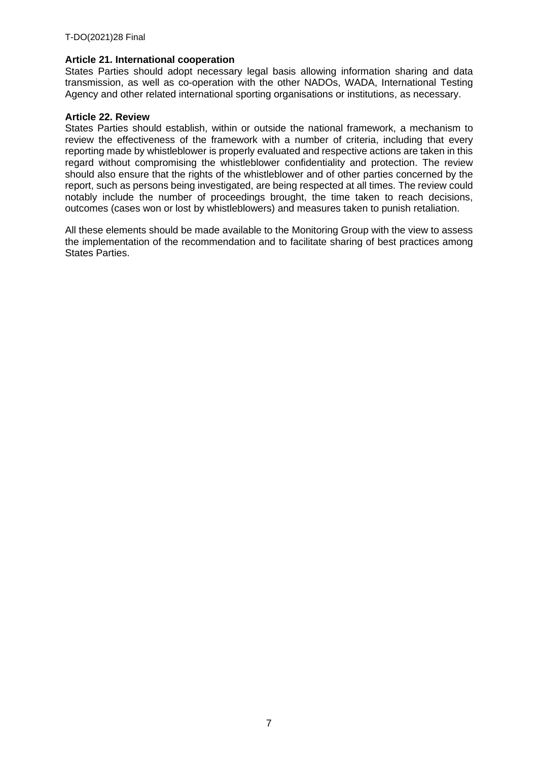**Article 21. International cooperation**

States Parties should adopt necessary legal basis allowing information sharing and data transmission, as well as co-operation with the other NADOs, WADA, International Testing Agency and other related international sporting organisations or institutions, as necessary.

**Article 22. Review**

States Parties should establish, within or outside the national framework, a mechanism to review the effectiveness of the framework with a number of criteria, including that every reporting made by whistleblower is properly evaluated and respective actions are taken in this regard without compromising the whistleblower confidentiality and protection. The review should also ensure that the rights of the whistleblower and of other parties concerned by the report, such as persons being investigated, are being respected at all times. The review could notably include the number of proceedings brought, the time taken to reach decisions, outcomes (cases won or lost by whistleblowers) and measures taken to punish retaliation.

All these elements should be made available to the Monitoring Group with the view to assess the implementation of the recommendation and to facilitate sharing of best practices among States Parties.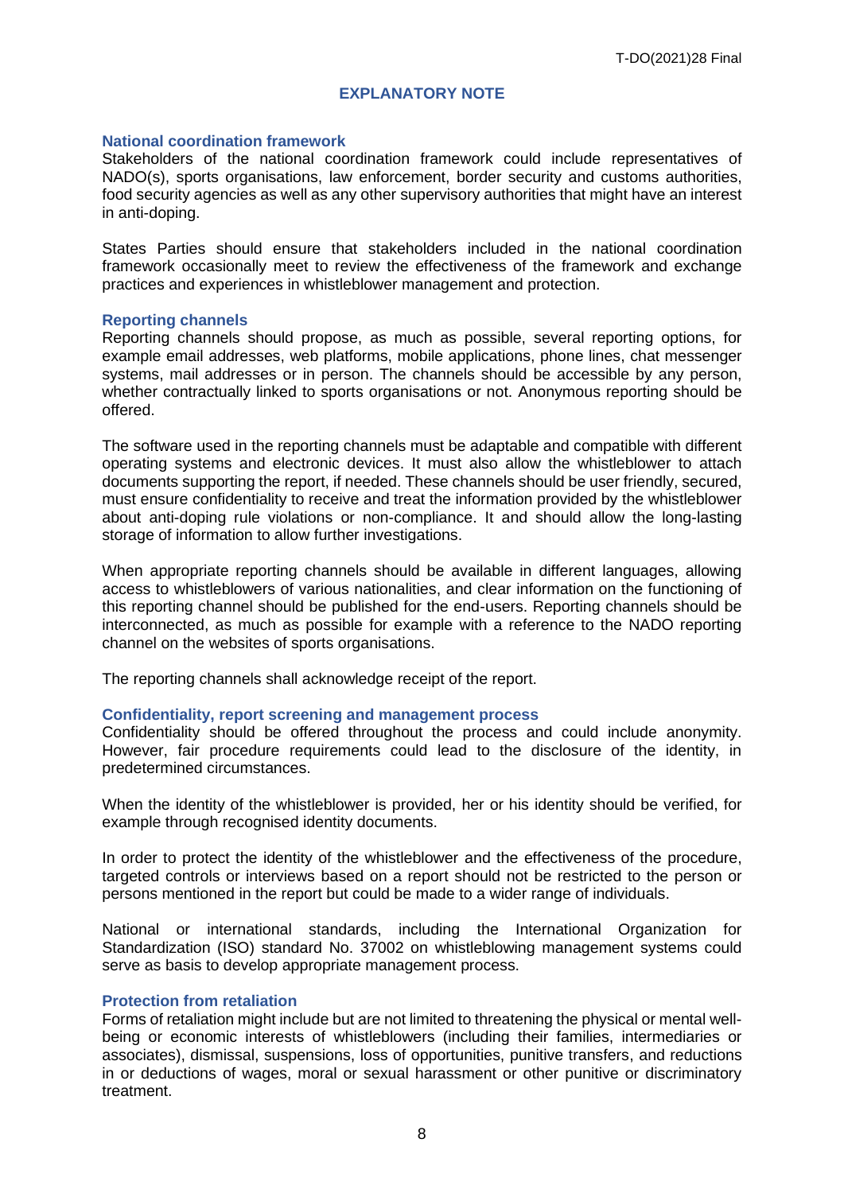# EXPLANATORY NOTE

### National coordination framework

Stakeholders of the national coordination framework could include representatives of NADO(s), sports organisations, law enforcement, border security and customs authorities, food security agencies as well as any other supervisory authorities that might have an interest in anti-doping.

States Parties should ensure that stakeholders included in the national coordination framework occasionally meet to review the effectiveness of the framework and exchange practices and experiences in whistleblower management and protection.

### Reporting channels

Reporting channels should propose, as much as possible, several reporting options, for example email addresses, web platforms, mobile applications, phone lines, chat messenger systems, mail addresses or in person. The channels should be accessible by any person, whether contractually linked to sports organisations or not. Anonymous reporting should be offered.

The software used in the reporting channels must be adaptable and compatible with different operating systems and electronic devices. It must also allow the whistleblower to attach documents supporting the report, if needed. These channels should be user friendly, secured, must ensure confidentiality to receive and treat the information provided by the whistleblower about anti-doping rule violations or non-compliance. It and should allow the long-lasting storage of information to allow further investigations.

When appropriate reporting channels should be available in different languages, allowing access to whistleblowers of various nationalities, and clear information on the functioning of this reporting channel should be published for the end-users. Reporting channels should be interconnected, as much as possible for example with a reference to the NADO reporting channel on the websites of sports organisations.

The reporting channels shall acknowledge receipt of the report.

### Confidentiality, report screening and management process

Confidentiality should be offered throughout the process and could include anonymity. However, fair procedure requirements could lead to the disclosure of the identity, in predetermined circumstances.

When the identity of the whistleblower is provided, her or his identity should be verified, for example through recognised identity documents.

In order to protect the identity of the whistleblower and the effectiveness of the procedure, targeted controls or interviews based on a report should not be restricted to the person or persons mentioned in the report but could be made to a wider range of individuals.

National or international standards, including the International Organization for Standardization (ISO) standard No. 37002 on whistleblowing management systems could serve as basis to develop appropriate management process.

### Protection from retaliation

Forms of retaliation might include but are not limited to threatening the physical or mental well-being or economic interests of whistleblowers (including their families, intermediaries or associates), dismissal, suspensions, loss of opportunities, punitive transfers, and reductions in or deductions of wages, moral or sexual harassment or other punitive or discriminatory treatment.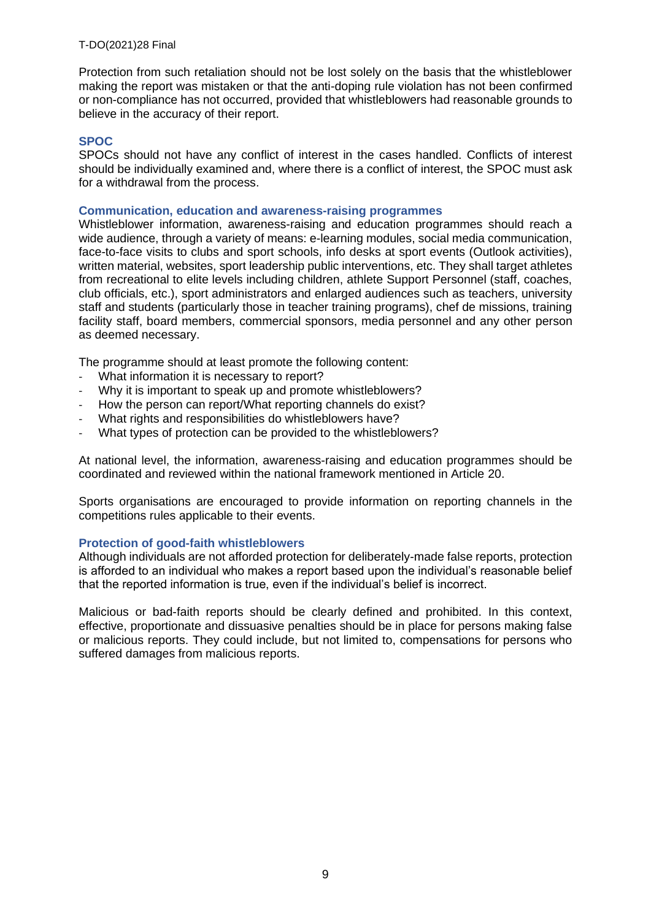Protection from such retaliation should not be lost solely on the basis that the whistleblower making the report was mistaken or that the anti-doping rule violation has not been confirmed or non-compliance has not occurred, provided that whistleblowers had reasonable grounds to believe in the accuracy of their report.

### SPOC

SPOCs should not have any conflict of interest in the cases handled. Conflicts of interest should be individually examined and, where there is a conflict of interest, the SPOC must ask for a withdrawal from the process.

### Communication, education and awareness-raising programmes

Whistleblower information, awareness-raising and education programmes should reach a wide audience, through a variety of means: e-learning modules, social media communication, face-to-face visits to clubs and sport schools, info desks at sport events (Outlook activities), written material, websites, sport leadership public interventions, etc. They shall target athletes from recreational to elite levels including children, athlete Support Personnel (staff, coaches, club officials, etc.), sport administrators and enlarged audiences such as teachers, university staff and students (particularly those in teacher training programs), chef de missions, training facility staff, board members, commercial sponsors, media personnel and any other person as deemed necessary.

The programme should at least promote the following content:

- What information it is necessary to report?
- Why it is important to speak up and promote whistleblowers?
- How the person can report/What reporting channels do exist?
- What rights and responsibilities do whistleblowers have?
- What types of protection can be provided to the whistleblowers?

At national level, the information, awareness-raising and education programmes should be coordinated and reviewed within the national framework mentioned in Article 20.

Sports organisations are encouraged to provide information on reporting channels in the competitions rules applicable to their events.

### Protection of good-faith whistleblowers

Although individuals are not afforded protection for deliberately-made false reports, protection is afforded to an individual who makes a report based upon the individual's reasonable belief that the reported information is true, even if the individual's belief is incorrect.

Malicious or bad-faith reports should be clearly defined and prohibited. In this context, effective, proportionate and dissuasive penalties should be in place for persons making false or malicious reports. They could include, but not limited to, compensations for persons who suffered damages from malicious reports.